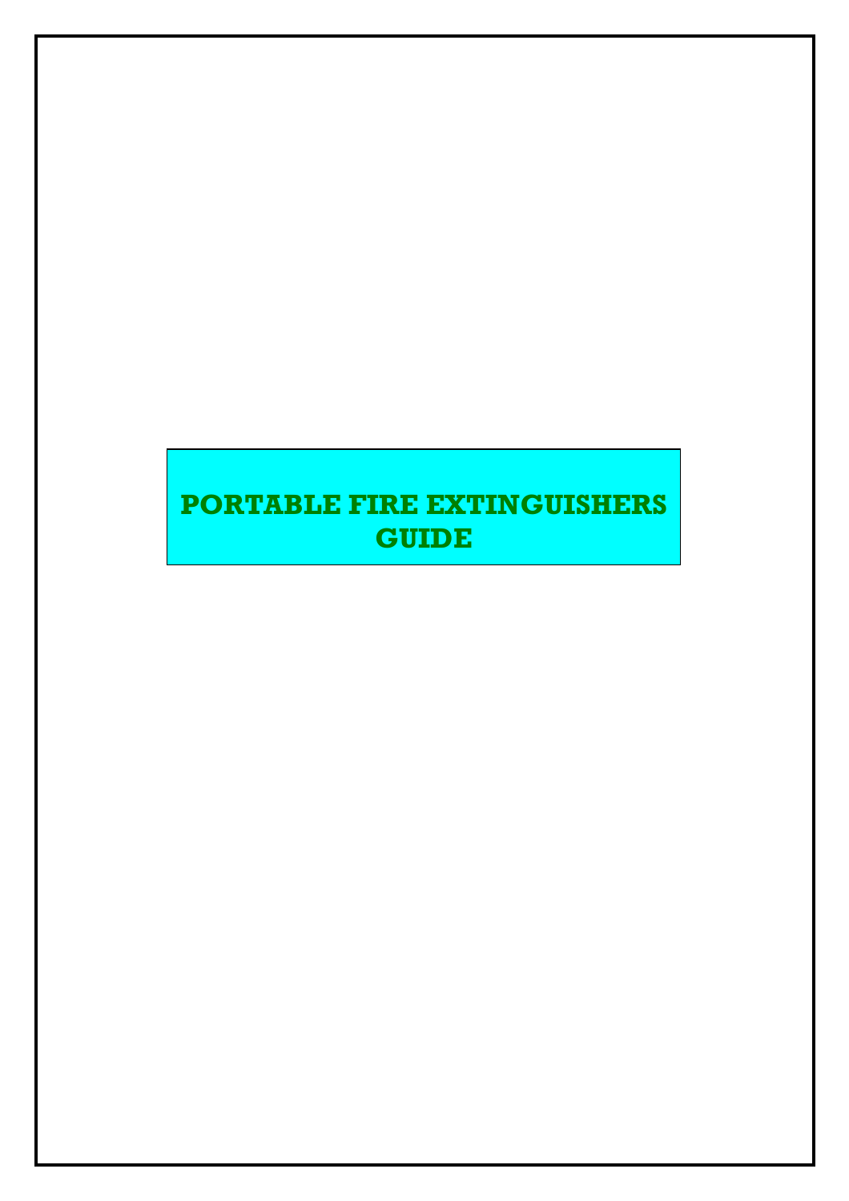# PORTABLE FIRE EXTINGUISHERS GUIDE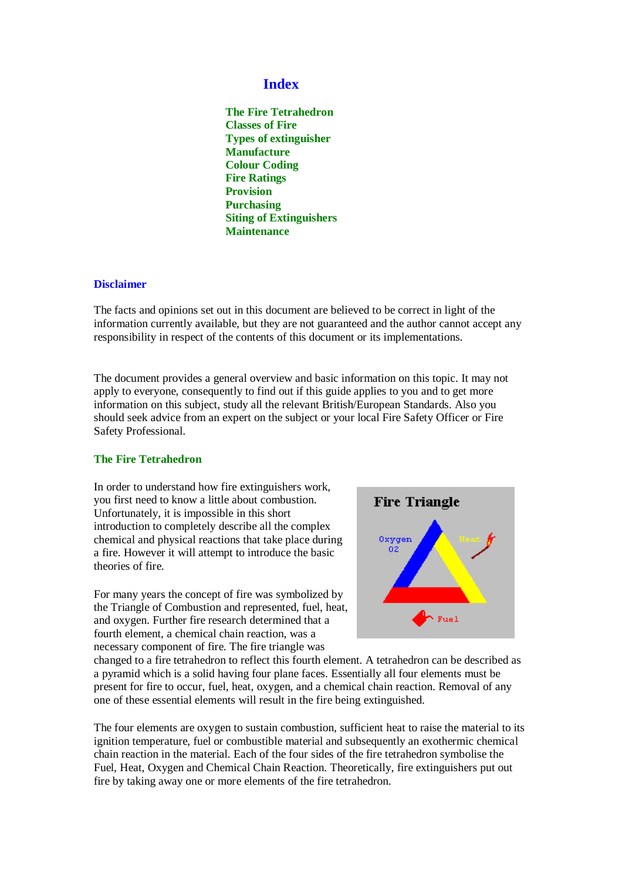## Index

**The Fire Tetrahedron**
**Classes of Fire**
**Types of extinguisher**
**Manufacture**
**Colour Coding**
**Fire Ratings**
**Provision**
**Purchasing**
**Siting of Extinguishers**
**Maintenance**

### Disclaimer

The facts and opinions set out in this document are believed to be correct in light of the information currently available, but they are not guaranteed and the author cannot accept any responsibility in respect of the contents of this document or its implementations.

The document provides a general overview and basic information on this topic. It may not apply to everyone, consequently to find out if this guide applies to you and to get more information on this subject, study all the relevant British/European Standards. Also you should seek advice from an expert on the subject or your local Fire Safety Officer or Fire Safety Professional.

### The Fire Tetrahedron

In order to understand how fire extinguishers work, you first need to know a little about combustion. Unfortunately, it is impossible in this short introduction to completely describe all the complex chemical and physical reactions that take place during a fire. However it will attempt to introduce the basic theories of fire.

Fire Triangle

Oxygen $O_2$ — Heat — Fuel

For many years the concept of fire was symbolized by the Triangle of Combustion and represented, fuel, heat, and oxygen. Further fire research determined that a fourth element, a chemical chain reaction, was a necessary component of fire. The fire triangle was changed to a fire tetrahedron to reflect this fourth element. A tetrahedron can be described as a pyramid which is a solid having four plane faces. Essentially all four elements must be present for fire to occur, fuel, heat, oxygen, and a chemical chain reaction. Removal of any one of these essential elements will result in the fire being extinguished.

The four elements are oxygen to sustain combustion, sufficient heat to raise the material to its ignition temperature, fuel or combustible material and subsequently an exothermic chemical chain reaction in the material. Each of the four sides of the fire tetrahedron symbolise the Fuel, Heat, Oxygen and Chemical Chain Reaction. Theoretically, fire extinguishers put out fire by taking away one or more elements of the fire tetrahedron.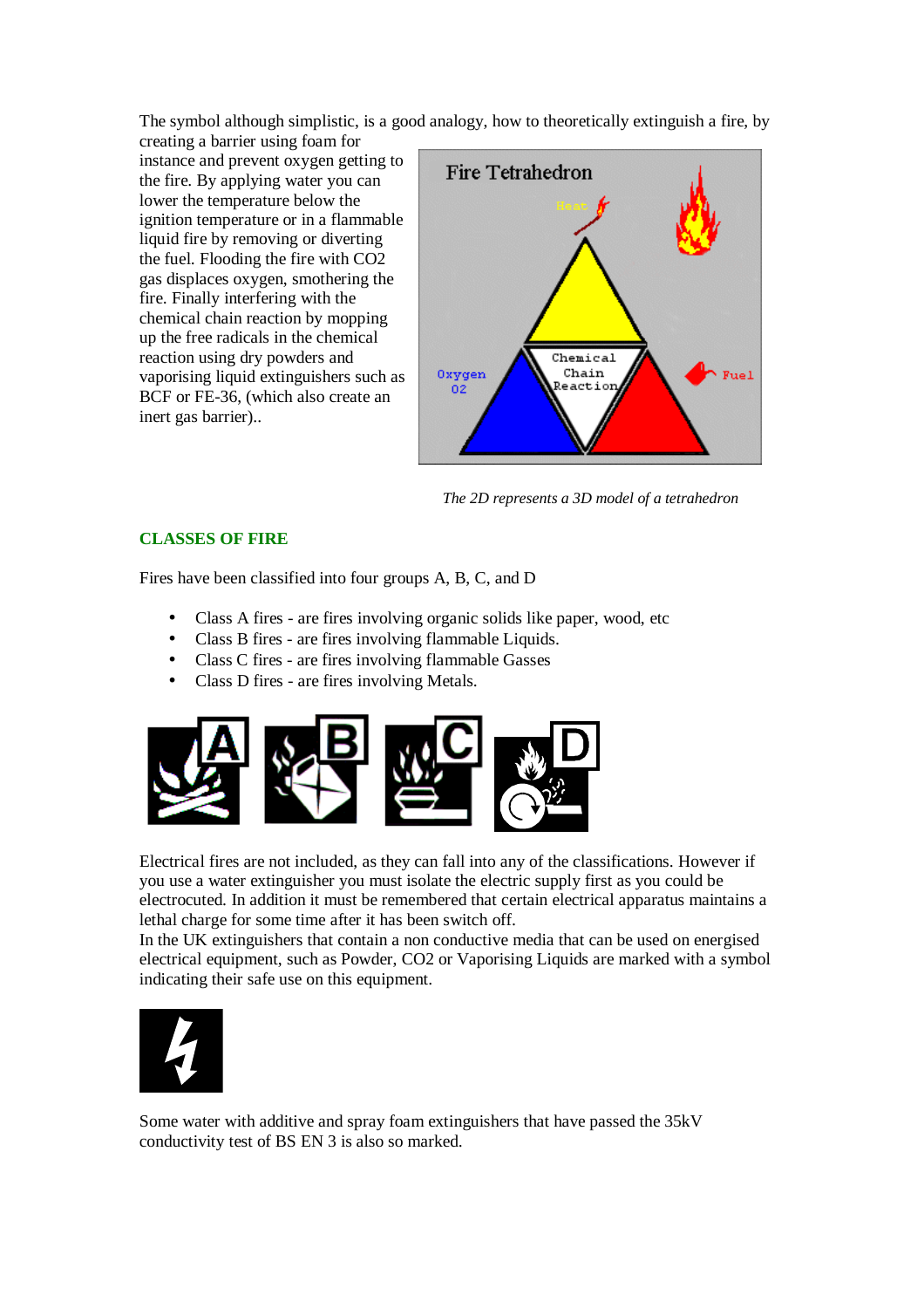The symbol although simplistic, is a good analogy, how to theoretically extinguish a fire, by creating a barrier using foam for instance and prevent oxygen getting to the fire. By applying water you can lower the temperature below the ignition temperature or in a flammable liquid fire by removing or diverting the fuel. Flooding the fire with CO2 gas displaces oxygen, smothering the fire. Finally interfering with the chemical chain reaction by mopping up the free radicals in the chemical reaction using dry powders and vaporising liquid extinguishers such as BCF or FE-36, (which also create an inert gas barrier)..

*The 2D represents a 3D model of a tetrahedron*

## CLASSES OF FIRE

Fires have been classified into four groups A, B, C, and D

- Class A fires - are fires involving organic solids like paper, wood, etc
- Class B fires - are fires involving flammable Liquids.
- Class C fires - are fires involving flammable Gasses
- Class D fires - are fires involving Metals.

Electrical fires are not included, as they can fall into any of the classifications. However if you use a water extinguisher you must isolate the electric supply first as you could be electrocuted. In addition it must be remembered that certain electrical apparatus maintains a lethal charge for some time after it has been switch off.

In the UK extinguishers that contain a non conductive media that can be used on energised electrical equipment, such as Powder, CO2 or Vaporising Liquids are marked with a symbol indicating their safe use on this equipment.

Some water with additive and spray foam extinguishers that have passed the 35kV conductivity test of BS EN 3 is also so marked.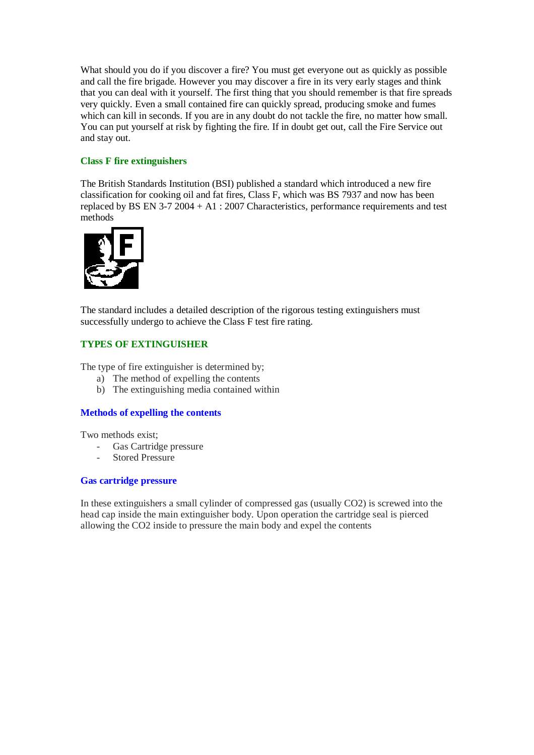What should you do if you discover a fire? You must get everyone out as quickly as possible and call the fire brigade. However you may discover a fire in its very early stages and think that you can deal with it yourself. The first thing that you should remember is that fire spreads very quickly. Even a small contained fire can quickly spread, producing smoke and fumes which can kill in seconds. If you are in any doubt do not tackle the fire, no matter how small. You can put yourself at risk by fighting the fire. If in doubt get out, call the Fire Service out and stay out.

### Class F fire extinguishers

The British Standards Institution (BSI) published a standard which introduced a new fire classification for cooking oil and fat fires, Class F, which was BS 7937 and now has been replaced by BS EN 3-7 2004 + A1 : 2007 Characteristics, performance requirements and test methods

The standard includes a detailed description of the rigorous testing extinguishers must successfully undergo to achieve the Class F test fire rating.

## TYPES OF EXTINGUISHER

The type of fire extinguisher is determined by;

a) The method of expelling the contents
b) The extinguishing media contained within

### Methods of expelling the contents

Two methods exist;

- Gas Cartridge pressure
- Stored Pressure

### Gas cartridge pressure

In these extinguishers a small cylinder of compressed gas (usually $CO_2$) is screwed into the head cap inside the main extinguisher body. Upon operation the cartridge seal is pierced allowing the $CO_2$ inside to pressure the main body and expel the contents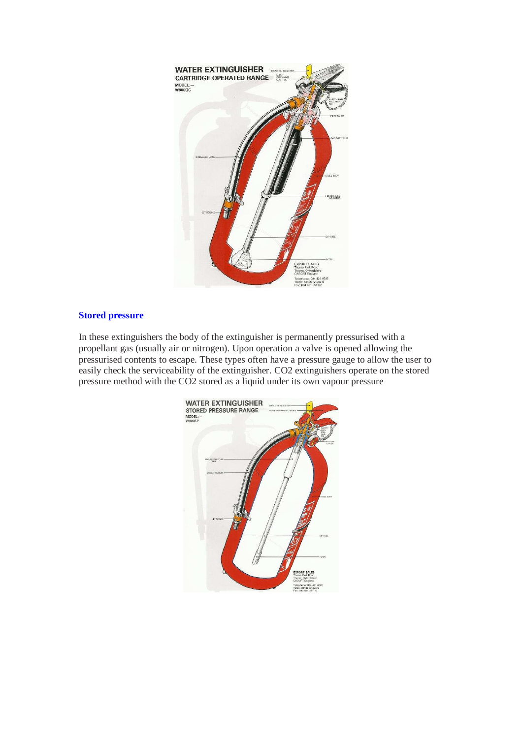## Stored pressure

In these extinguishers the body of the extinguisher is permanently pressurised with a propellant gas (usually air or nitrogen). Upon operation a valve is opened allowing the pressurised contents to escape. These types often have a pressure gauge to allow the user to easily check the serviceability of the extinguisher. $CO_2$ extinguishers operate on the stored pressure method with the $CO_2$ stored as a liquid under its own vapour pressure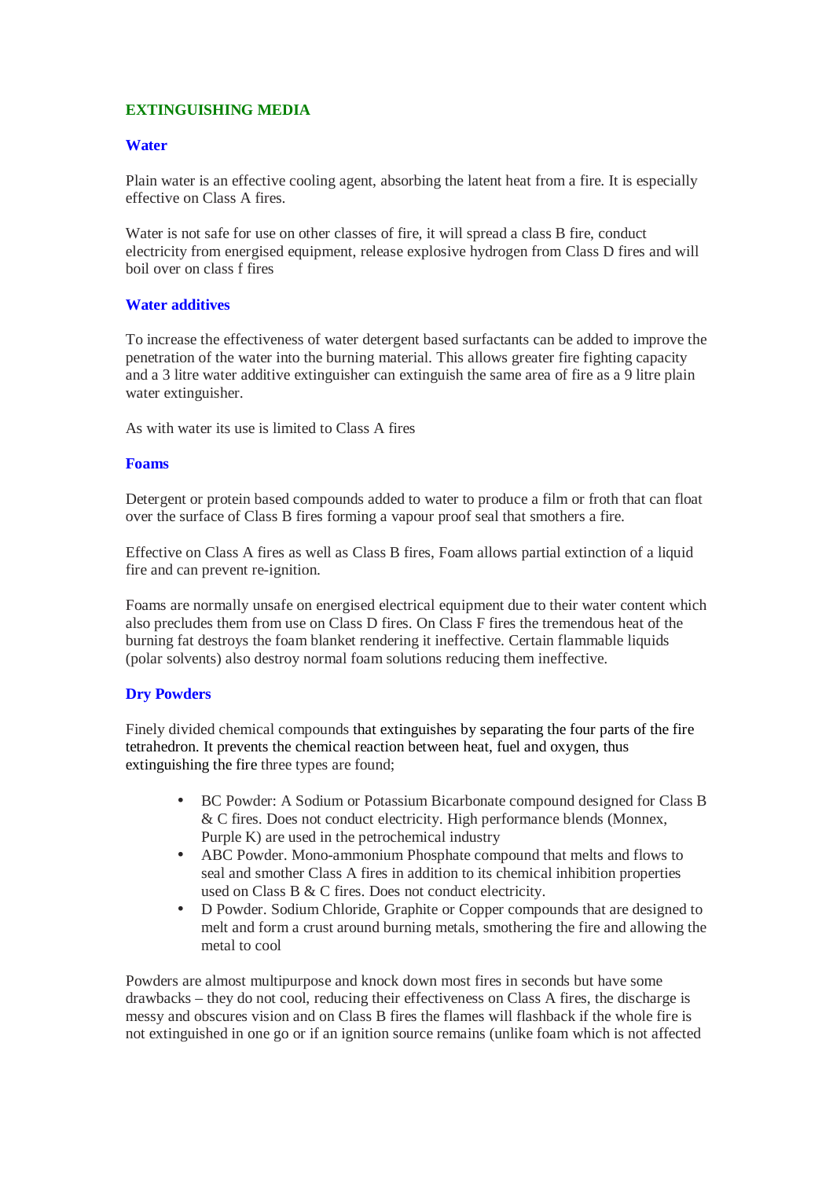## EXTINGUISHING MEDIA

### Water

Plain water is an effective cooling agent, absorbing the latent heat from a fire. It is especially effective on Class A fires.

Water is not safe for use on other classes of fire, it will spread a class B fire, conduct electricity from energised equipment, release explosive hydrogen from Class D fires and will boil over on class f fires

### Water additives

To increase the effectiveness of water detergent based surfactants can be added to improve the penetration of the water into the burning material. This allows greater fire fighting capacity and a 3 litre water additive extinguisher can extinguish the same area of fire as a 9 litre plain water extinguisher.

As with water its use is limited to Class A fires

### Foams

Detergent or protein based compounds added to water to produce a film or froth that can float over the surface of Class B fires forming a vapour proof seal that smothers a fire.

Effective on Class A fires as well as Class B fires, Foam allows partial extinction of a liquid fire and can prevent re-ignition.

Foams are normally unsafe on energised electrical equipment due to their water content which also precludes them from use on Class D fires. On Class F fires the tremendous heat of the burning fat destroys the foam blanket rendering it ineffective. Certain flammable liquids (polar solvents) also destroy normal foam solutions reducing them ineffective.

### Dry Powders

Finely divided chemical compounds that extinguishes by separating the four parts of the fire tetrahedron. It prevents the chemical reaction between heat, fuel and oxygen, thus extinguishing the fire three types are found;

- BC Powder: A Sodium or Potassium Bicarbonate compound designed for Class B & C fires. Does not conduct electricity. High performance blends (Monnex, Purple K) are used in the petrochemical industry
- ABC Powder. Mono-ammonium Phosphate compound that melts and flows to seal and smother Class A fires in addition to its chemical inhibition properties used on Class B & C fires. Does not conduct electricity.
- D Powder. Sodium Chloride, Graphite or Copper compounds that are designed to melt and form a crust around burning metals, smothering the fire and allowing the metal to cool

Powders are almost multipurpose and knock down most fires in seconds but have some drawbacks – they do not cool, reducing their effectiveness on Class A fires, the discharge is messy and obscures vision and on Class B fires the flames will flashback if the whole fire is not extinguished in one go or if an ignition source remains (unlike foam which is not affected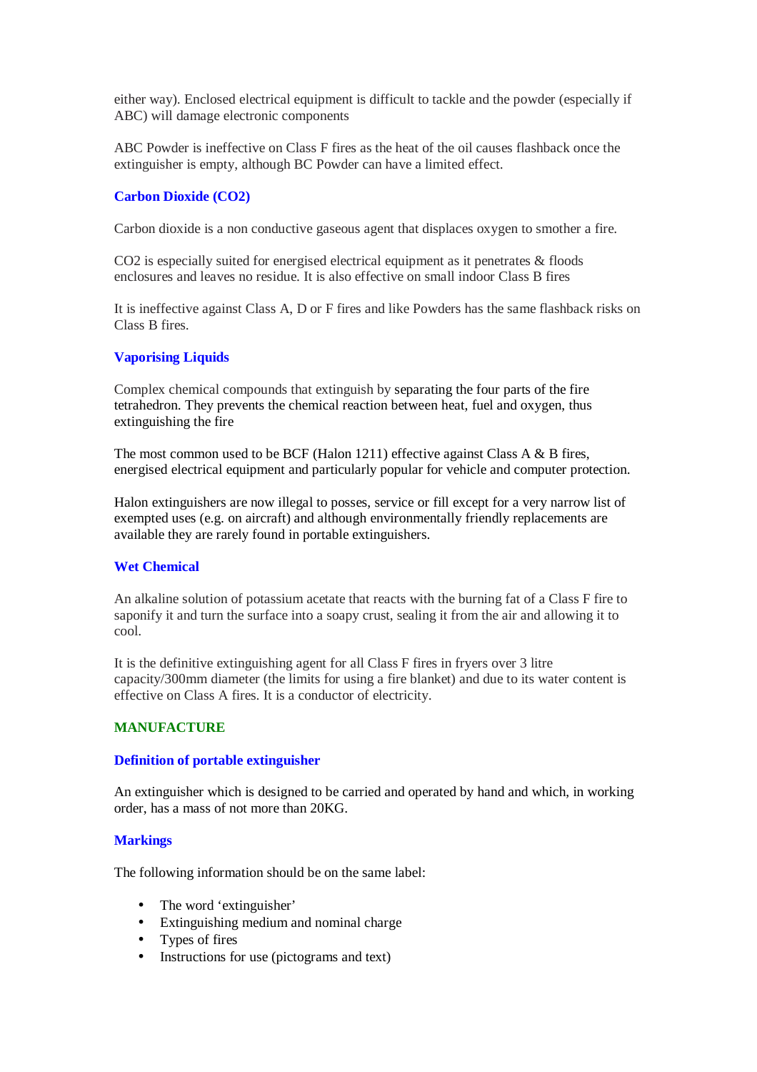either way). Enclosed electrical equipment is difficult to tackle and the powder (especially if ABC) will damage electronic components

ABC Powder is ineffective on Class F fires as the heat of the oil causes flashback once the extinguisher is empty, although BC Powder can have a limited effect.

### Carbon Dioxide ($CO_2$)

Carbon dioxide is a non conductive gaseous agent that displaces oxygen to smother a fire.

$CO_2$ is especially suited for energised electrical equipment as it penetrates & floods enclosures and leaves no residue. It is also effective on small indoor Class B fires

It is ineffective against Class A, D or F fires and like Powders has the same flashback risks on Class B fires.

### Vaporising Liquids

Complex chemical compounds that extinguish by separating the four parts of the fire tetrahedron. They prevents the chemical reaction between heat, fuel and oxygen, thus extinguishing the fire

The most common used to be BCF (Halon 1211) effective against Class A & B fires, energised electrical equipment and particularly popular for vehicle and computer protection.

Halon extinguishers are now illegal to posses, service or fill except for a very narrow list of exempted uses (e.g. on aircraft) and although environmentally friendly replacements are available they are rarely found in portable extinguishers.

### Wet Chemical

An alkaline solution of potassium acetate that reacts with the burning fat of a Class F fire to saponify it and turn the surface into a soapy crust, sealing it from the air and allowing it to cool.

It is the definitive extinguishing agent for all Class F fires in fryers over 3 litre capacity/300mm diameter (the limits for using a fire blanket) and due to its water content is effective on Class A fires. It is a conductor of electricity.

## MANUFACTURE

### Definition of portable extinguisher

An extinguisher which is designed to be carried and operated by hand and which, in working order, has a mass of not more than 20KG.

### Markings

The following information should be on the same label:

- The word 'extinguisher'
- Extinguishing medium and nominal charge
- Types of fires
- Instructions for use (pictograms and text)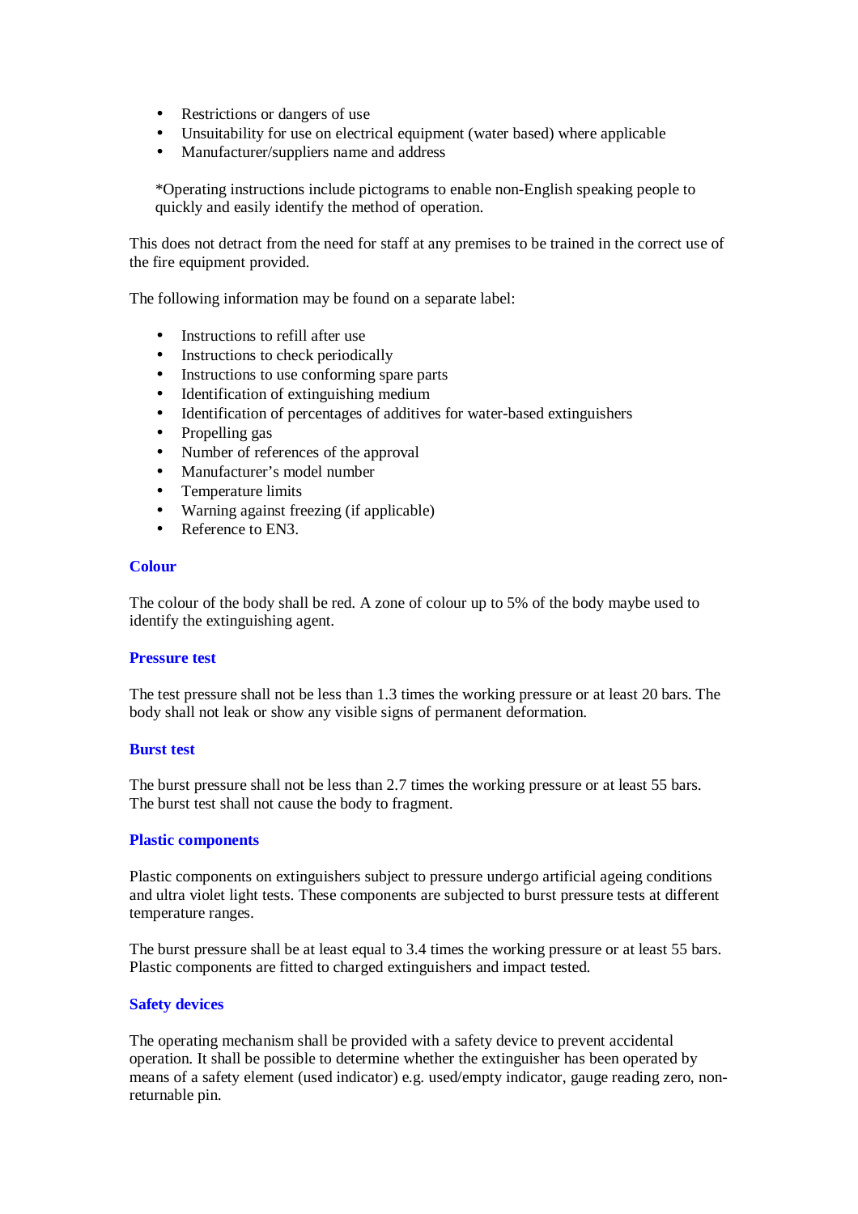- Restrictions or dangers of use
- Unsuitability for use on electrical equipment (water based) where applicable
- Manufacturer/suppliers name and address

*Operating instructions include pictograms to enable non-English speaking people to quickly and easily identify the method of operation.

This does not detract from the need for staff at any premises to be trained in the correct use of the fire equipment provided.

The following information may be found on a separate label:

- Instructions to refill after use
- Instructions to check periodically
- Instructions to use conforming spare parts
- Identification of extinguishing medium
- Identification of percentages of additives for water-based extinguishers
- Propelling gas
- Number of references of the approval
- Manufacturer's model number
- Temperature limits
- Warning against freezing (if applicable)
- Reference to EN3.

### Colour

The colour of the body shall be red. A zone of colour up to 5% of the body maybe used to identify the extinguishing agent.

### Pressure test

The test pressure shall not be less than 1.3 times the working pressure or at least 20 bars. The body shall not leak or show any visible signs of permanent deformation.

### Burst test

The burst pressure shall not be less than 2.7 times the working pressure or at least 55 bars. The burst test shall not cause the body to fragment.

### Plastic components

Plastic components on extinguishers subject to pressure undergo artificial ageing conditions and ultra violet light tests. These components are subjected to burst pressure tests at different temperature ranges.

The burst pressure shall be at least equal to 3.4 times the working pressure or at least 55 bars. Plastic components are fitted to charged extinguishers and impact tested.

### Safety devices

The operating mechanism shall be provided with a safety device to prevent accidental operation. It shall be possible to determine whether the extinguisher has been operated by means of a safety element (used indicator) e.g. used/empty indicator, gauge reading zero, non-returnable pin.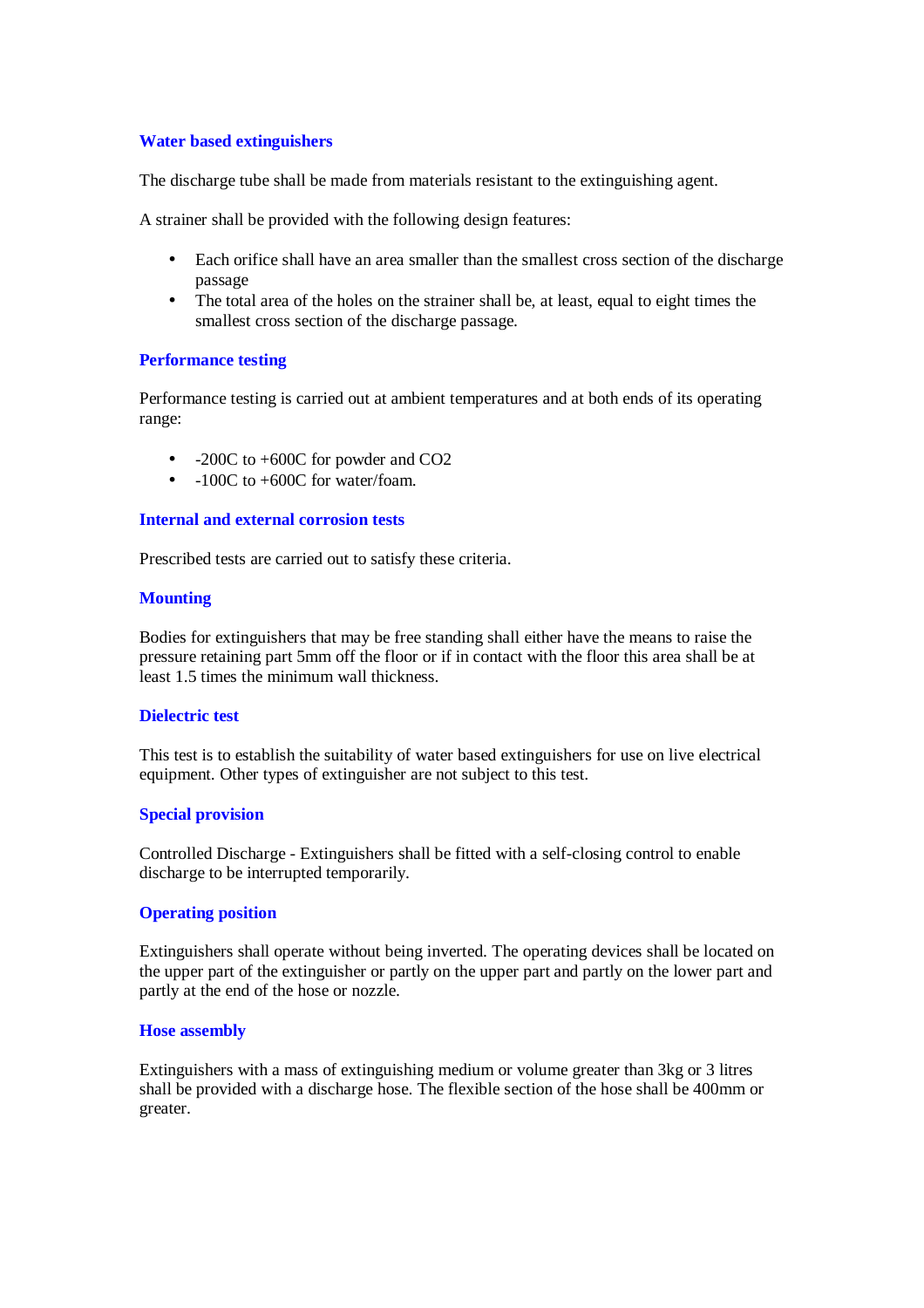### Water based extinguishers

The discharge tube shall be made from materials resistant to the extinguishing agent.

A strainer shall be provided with the following design features:

- Each orifice shall have an area smaller than the smallest cross section of the discharge passage
- The total area of the holes on the strainer shall be, at least, equal to eight times the smallest cross section of the discharge passage.

### Performance testing

Performance testing is carried out at ambient temperatures and at both ends of its operating range:

- -200C to +600C for powder and $CO_2$
- -100C to +600C for water/foam.

### Internal and external corrosion tests

Prescribed tests are carried out to satisfy these criteria.

### Mounting

Bodies for extinguishers that may be free standing shall either have the means to raise the pressure retaining part 5mm off the floor or if in contact with the floor this area shall be at least 1.5 times the minimum wall thickness.

### Dielectric test

This test is to establish the suitability of water based extinguishers for use on live electrical equipment. Other types of extinguisher are not subject to this test.

### Special provision

Controlled Discharge - Extinguishers shall be fitted with a self-closing control to enable discharge to be interrupted temporarily.

### Operating position

Extinguishers shall operate without being inverted. The operating devices shall be located on the upper part of the extinguisher or partly on the upper part and partly on the lower part and partly at the end of the hose or nozzle.

### Hose assembly

Extinguishers with a mass of extinguishing medium or volume greater than 3kg or 3 litres shall be provided with a discharge hose. The flexible section of the hose shall be 400mm or greater.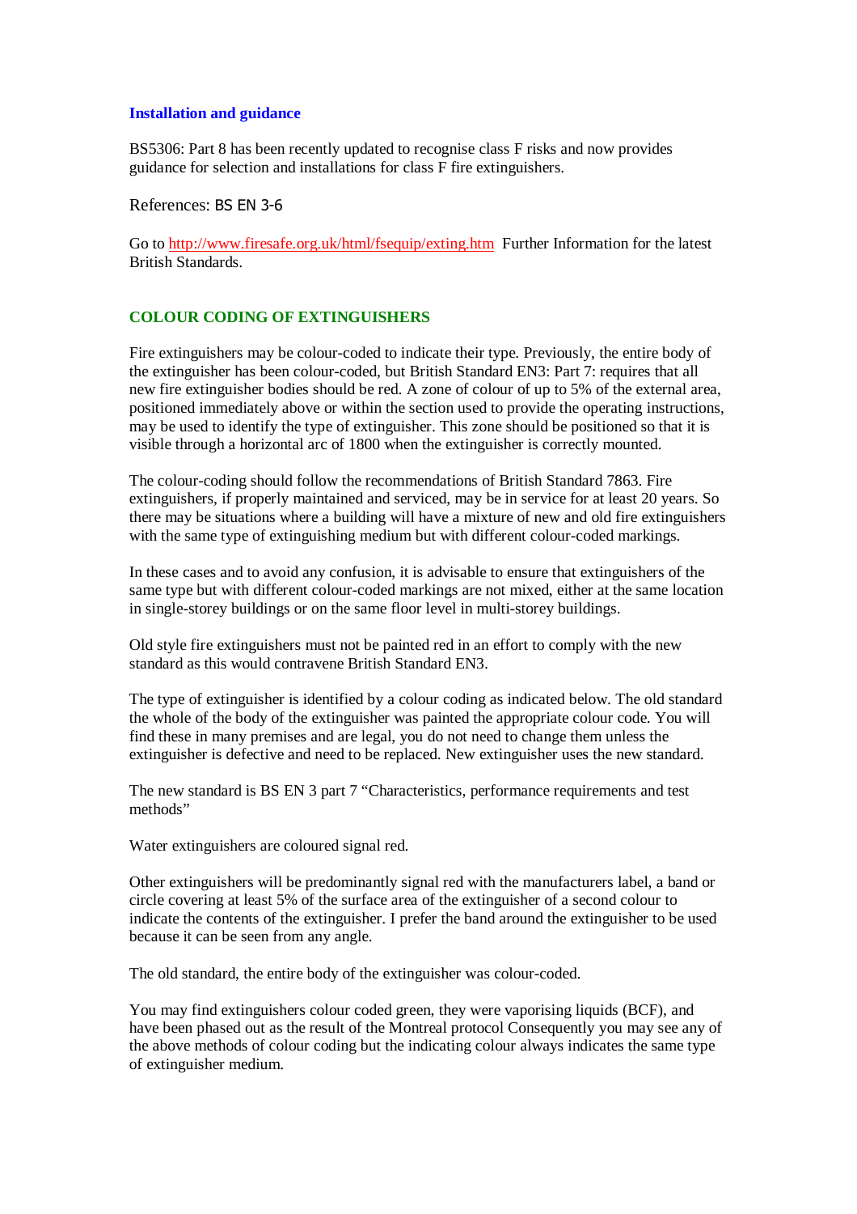### Installation and guidance

BS5306: Part 8 has been recently updated to recognise class F risks and now provides guidance for selection and installations for class F fire extinguishers.

References: BS EN 3-6

Go to [http://www.firesafe.org.uk/html/fsequip/exting.htm](http://www.firesafe.org.uk/html/fsequip/exting.htm) Further Information for the latest British Standards.

## COLOUR CODING OF EXTINGUISHERS

Fire extinguishers may be colour-coded to indicate their type. Previously, the entire body of the extinguisher has been colour-coded, but British Standard EN3: Part 7: requires that all new fire extinguisher bodies should be red. A zone of colour of up to 5% of the external area, positioned immediately above or within the section used to provide the operating instructions, may be used to identify the type of extinguisher. This zone should be positioned so that it is visible through a horizontal arc of 1800 when the extinguisher is correctly mounted.

The colour-coding should follow the recommendations of British Standard 7863. Fire extinguishers, if properly maintained and serviced, may be in service for at least 20 years. So there may be situations where a building will have a mixture of new and old fire extinguishers with the same type of extinguishing medium but with different colour-coded markings.

In these cases and to avoid any confusion, it is advisable to ensure that extinguishers of the same type but with different colour-coded markings are not mixed, either at the same location in single-storey buildings or on the same floor level in multi-storey buildings.

Old style fire extinguishers must not be painted red in an effort to comply with the new standard as this would contravene British Standard EN3.

The type of extinguisher is identified by a colour coding as indicated below. The old standard the whole of the body of the extinguisher was painted the appropriate colour code. You will find these in many premises and are legal, you do not need to change them unless the extinguisher is defective and need to be replaced. New extinguisher uses the new standard.

The new standard is BS EN 3 part 7 “Characteristics, performance requirements and test methods”

Water extinguishers are coloured signal red.

Other extinguishers will be predominantly signal red with the manufacturers label, a band or circle covering at least 5% of the surface area of the extinguisher of a second colour to indicate the contents of the extinguisher. I prefer the band around the extinguisher to be used because it can be seen from any angle.

The old standard, the entire body of the extinguisher was colour-coded.

You may find extinguishers colour coded green, they were vaporising liquids (BCF), and have been phased out as the result of the Montreal protocol Consequently you may see any of the above methods of colour coding but the indicating colour always indicates the same type of extinguisher medium.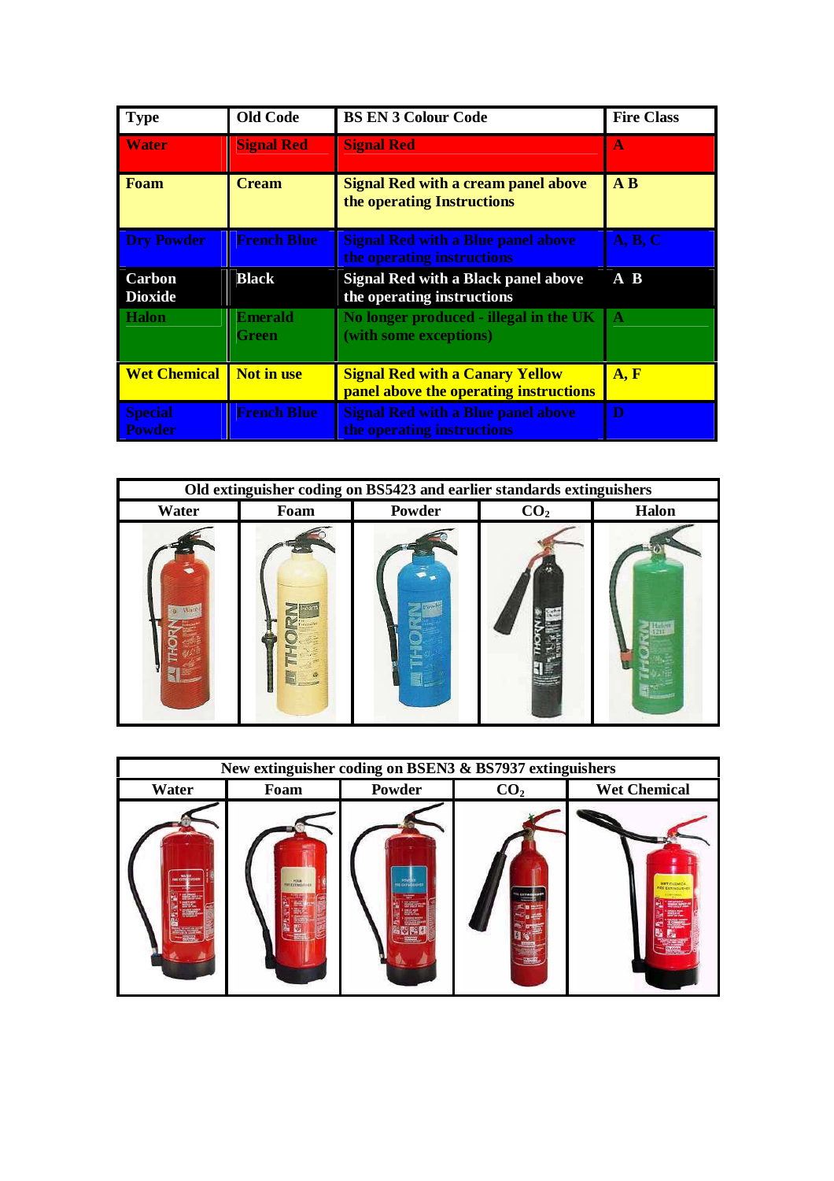| Type | Old Code | BS EN 3 Colour Code | Fire Class |
|---|---|---|---|
| Water | Signal Red | Signal Red | A |
| Foam | Cream | Signal Red with a cream panel above the operating Instructions | A B |
| Dry Powder | French Blue | Signal Red with a Blue panel above the operating instructions | A, B, C |
| Carbon Dioxide | Black | Signal Red with a Black panel above the operating instructions | A B |
| Halon | Emerald Green | No longer produced - illegal in the UK (with some exceptions) | A |
| Wet Chemical | Not in use | Signal Red with a Canary Yellow panel above the operating instructions | A, F |
| Special Powder | French Blue | Signal Red with a Blue panel above the operating instructions | D |

| Old extinguisher coding on BS5423 and earlier standards extinguishers | | | | |
|---|---|---|---|---|
| Water | Foam | Powder | $CO_2$ | Halon |

| New extinguisher coding on BSEN3 & BS7937 extinguishers | | | | |
|---|---|---|---|---|
| Water | Foam | Powder | $CO_2$ | Wet Chemical |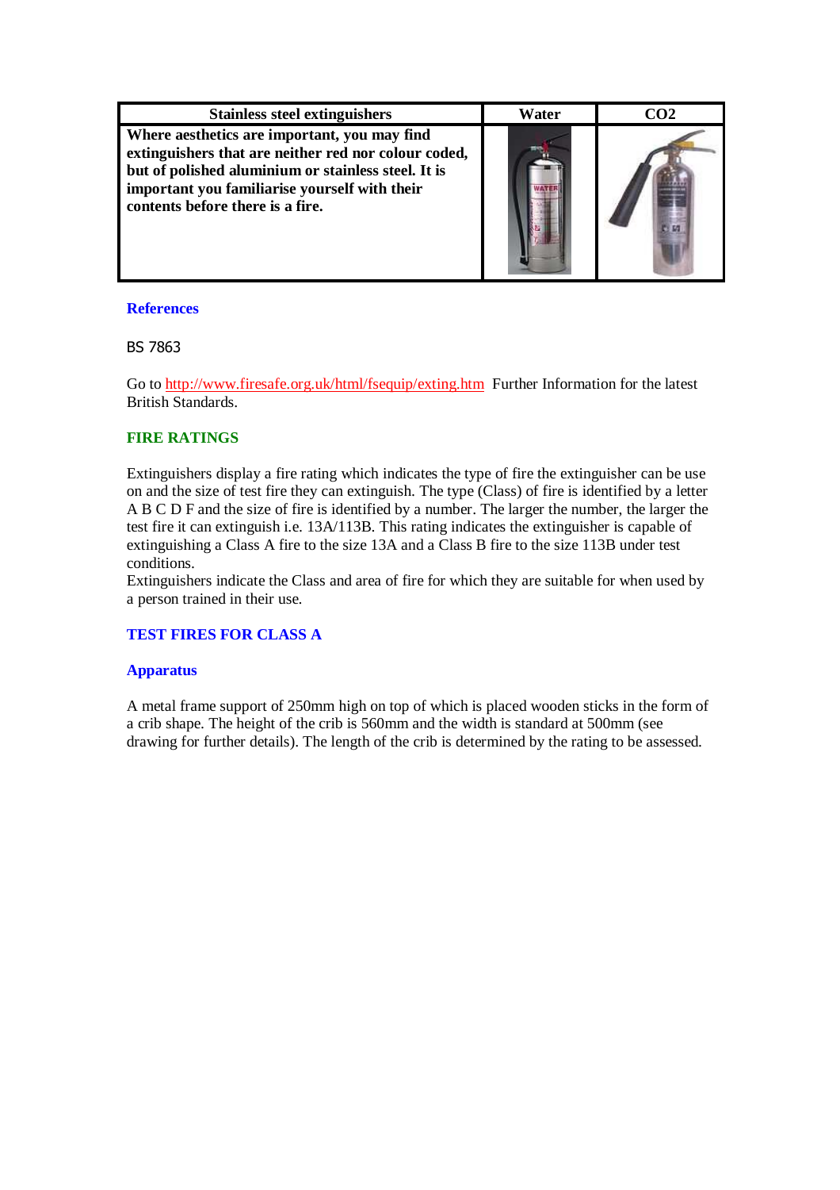| Stainless steel extinguishers | Water | CO2 |
|---|---|---|
| **Where aesthetics are important, you may find extinguishers that are neither red nor colour coded, but of polished aluminium or stainless steel. It is important you familiarise yourself with their contents before there is a fire.** | | |

### References

BS 7863

Go to http://www.firesafe.org.uk/html/fsequip/exting.htm Further Information for the latest British Standards.

### FIRE RATINGS

Extinguishers display a fire rating which indicates the type of fire the extinguisher can be use on and the size of test fire they can extinguish. The type (Class) of fire is identified by a letter A B C D F and the size of fire is identified by a number. The larger the number, the larger the test fire it can extinguish i.e. 13A/113B. This rating indicates the extinguisher is capable of extinguishing a Class A fire to the size 13A and a Class B fire to the size 113B under test conditions.
Extinguishers indicate the Class and area of fire for which they are suitable for when used by a person trained in their use.

### TEST FIRES FOR CLASS A

### Apparatus

A metal frame support of 250mm high on top of which is placed wooden sticks in the form of a crib shape. The height of the crib is 560mm and the width is standard at 500mm (see drawing for further details). The length of the crib is determined by the rating to be assessed.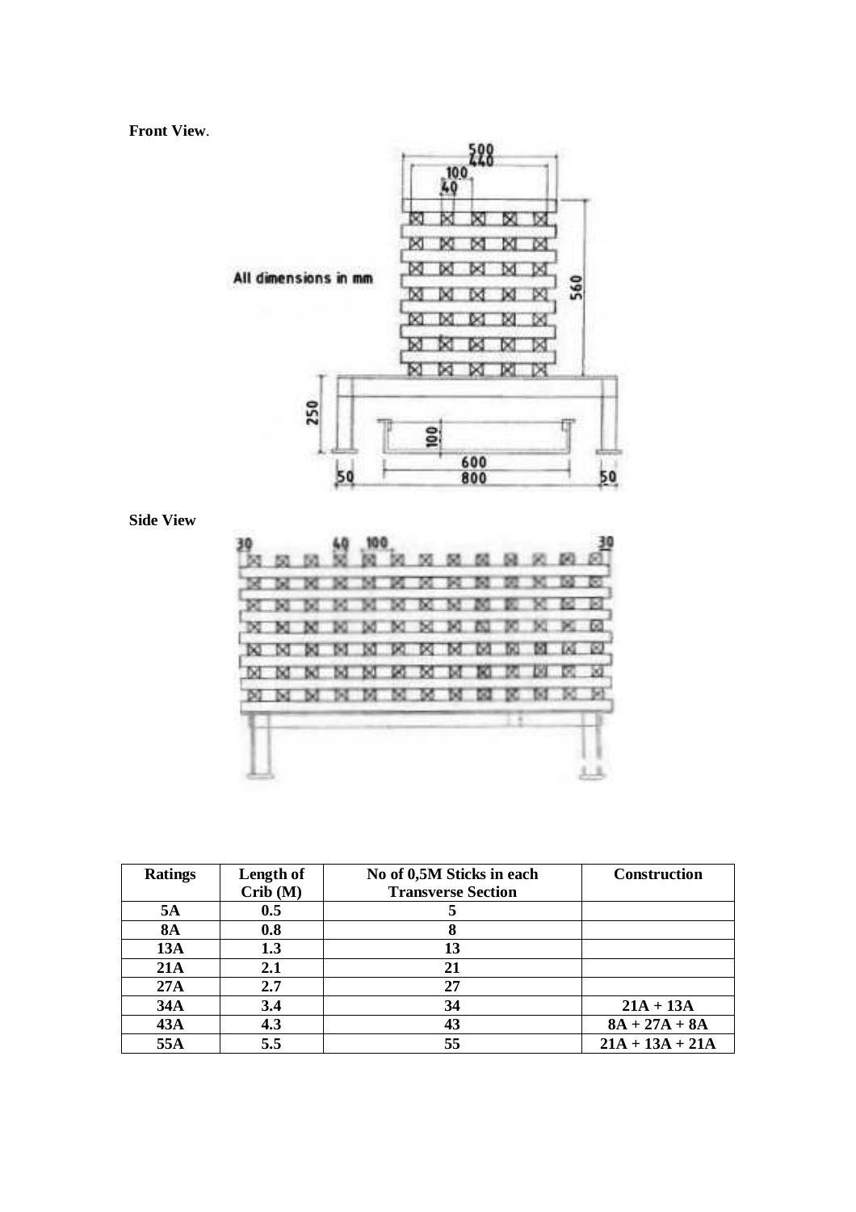**Front View**.

All dimensions in mm

**Side View**

| Ratings | Length of Crib (M) | No of 0,5M Sticks in each Transverse Section | Construction |
|---|---|---|---|
| 5A | 0.5 | 5 | |
| 8A | 0.8 | 8 | |
| 13A | 1.3 | 13 | |
| 21A | 2.1 | 21 | |
| 27A | 2.7 | 27 | |
| 34A | 3.4 | 34 | 21A + 13A |
| 43A | 4.3 | 43 | 8A + 27A + 8A |
| 55A | 5.5 | 55 | 21A + 13A + 21A |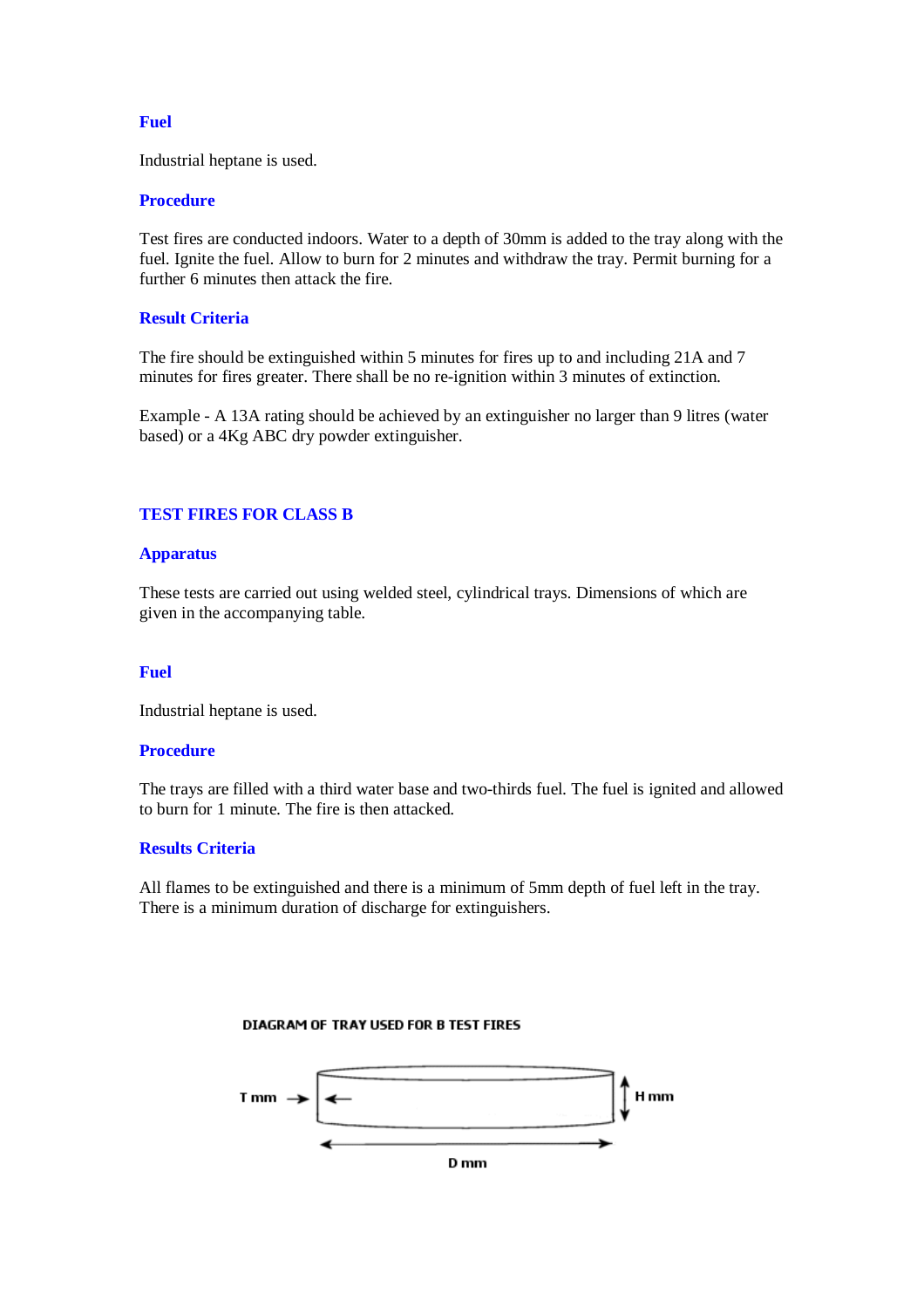### Fuel

Industrial heptane is used.

### Procedure

Test fires are conducted indoors. Water to a depth of 30mm is added to the tray along with the fuel. Ignite the fuel. Allow to burn for 2 minutes and withdraw the tray. Permit burning for a further 6 minutes then attack the fire.

### Result Criteria

The fire should be extinguished within 5 minutes for fires up to and including 21A and 7 minutes for fires greater. There shall be no re-ignition within 3 minutes of extinction.

Example - A 13A rating should be achieved by an extinguisher no larger than 9 litres (water based) or a 4Kg ABC dry powder extinguisher.

## TEST FIRES FOR CLASS B

### Apparatus

These tests are carried out using welded steel, cylindrical trays. Dimensions of which are given in the accompanying table.

### Fuel

Industrial heptane is used.

### Procedure

The trays are filled with a third water base and two-thirds fuel. The fuel is ignited and allowed to burn for 1 minute. The fire is then attacked.

### Results Criteria

All flames to be extinguished and there is a minimum of 5mm depth of fuel left in the tray. There is a minimum duration of discharge for extinguishers.

DIAGRAM OF TRAY USED FOR B TEST FIRES

T mm

H mm

D mm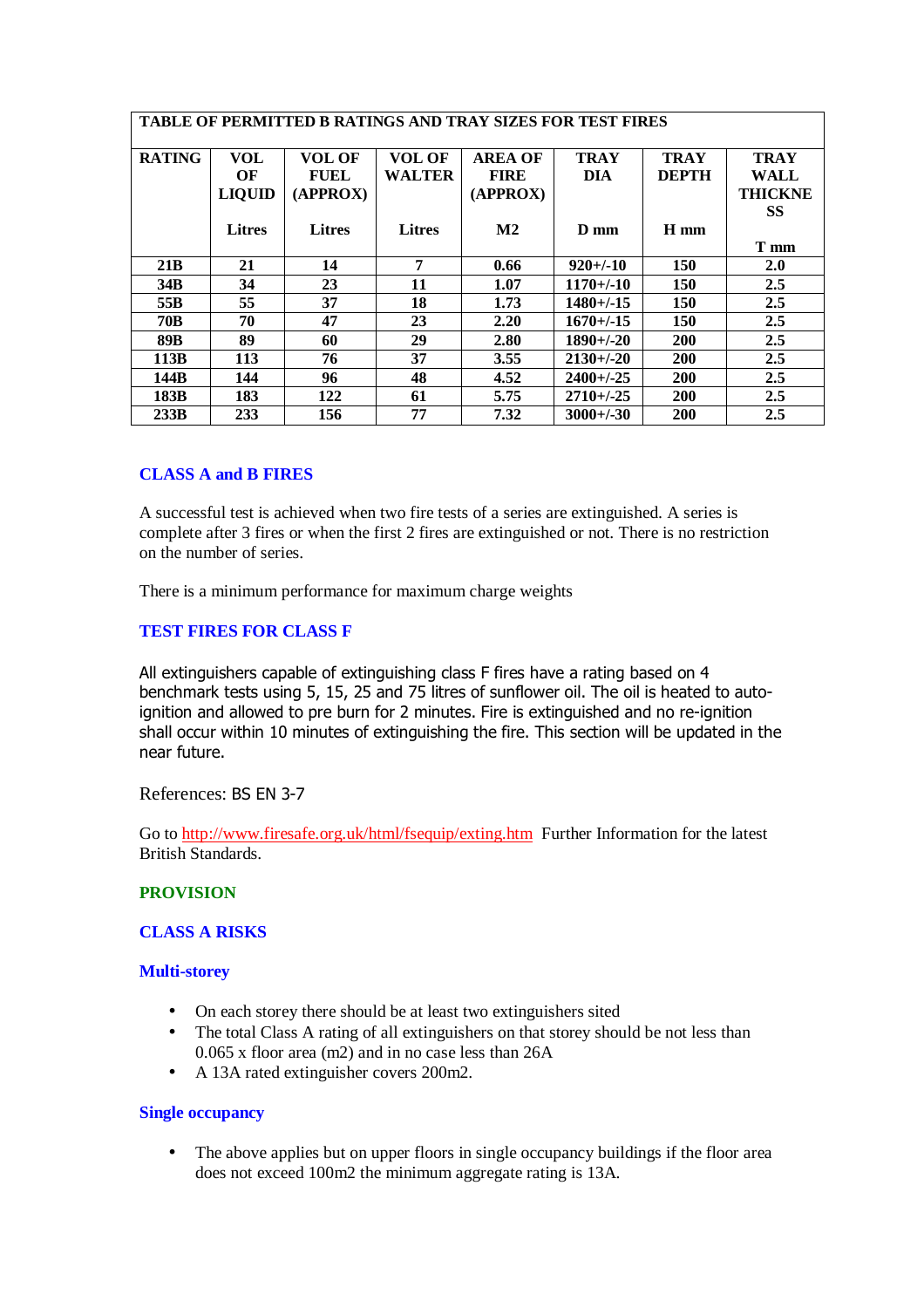| TABLE OF PERMITTED B RATINGS AND TRAY SIZES FOR TEST FIRES | | | | | | | |
|---|---|---|---|---|---|---|---|
| RATING | VOL OF LIQUID Litres | VOL OF FUEL (APPROX) Litres | VOL OF WALTER Litres | AREA OF FIRE (APPROX) M2 | TRAY DIA D mm | TRAY DEPTH H mm | TRAY WALL THICKNESS T mm |
| 21B | 21 | 14 | 7 | 0.66 | 920+/-10 | 150 | 2.0 |
| 34B | 34 | 23 | 11 | 1.07 | 1170+/-10 | 150 | 2.5 |
| 55B | 55 | 37 | 18 | 1.73 | 1480+/-15 | 150 | 2.5 |
| 70B | 70 | 47 | 23 | 2.20 | 1670+/-15 | 150 | 2.5 |
| 89B | 89 | 60 | 29 | 2.80 | 1890+/-20 | 200 | 2.5 |
| 113B | 113 | 76 | 37 | 3.55 | 2130+/-20 | 200 | 2.5 |
| 144B | 144 | 96 | 48 | 4.52 | 2400+/-25 | 200 | 2.5 |
| 183B | 183 | 122 | 61 | 5.75 | 2710+/-25 | 200 | 2.5 |
| 233B | 233 | 156 | 77 | 7.32 | 3000+/-30 | 200 | 2.5 |

## CLASS A and B FIRES

A successful test is achieved when two fire tests of a series are extinguished. A series is complete after 3 fires or when the first 2 fires are extinguished or not. There is no restriction on the number of series.

There is a minimum performance for maximum charge weights

## TEST FIRES FOR CLASS F

All extinguishers capable of extinguishing class F fires have a rating based on 4 benchmark tests using 5, 15, 25 and 75 litres of sunflower oil. The oil is heated to auto-ignition and allowed to pre burn for 2 minutes. Fire is extinguished and no re-ignition shall occur within 10 minutes of extinguishing the fire. This section will be updated in the near future.

References: BS EN 3-7

Go to http://www.firesafe.org.uk/html/fsequip/exting.htm Further Information for the latest British Standards.

## PROVISION

## CLASS A RISKS

### Multi-storey

- On each storey there should be at least two extinguishers sited
- The total Class A rating of all extinguishers on that storey should be not less than 0.065 x floor area (m2) and in no case less than 26A
- A 13A rated extinguisher covers 200m2.

### Single occupancy

- The above applies but on upper floors in single occupancy buildings if the floor area does not exceed 100m2 the minimum aggregate rating is 13A.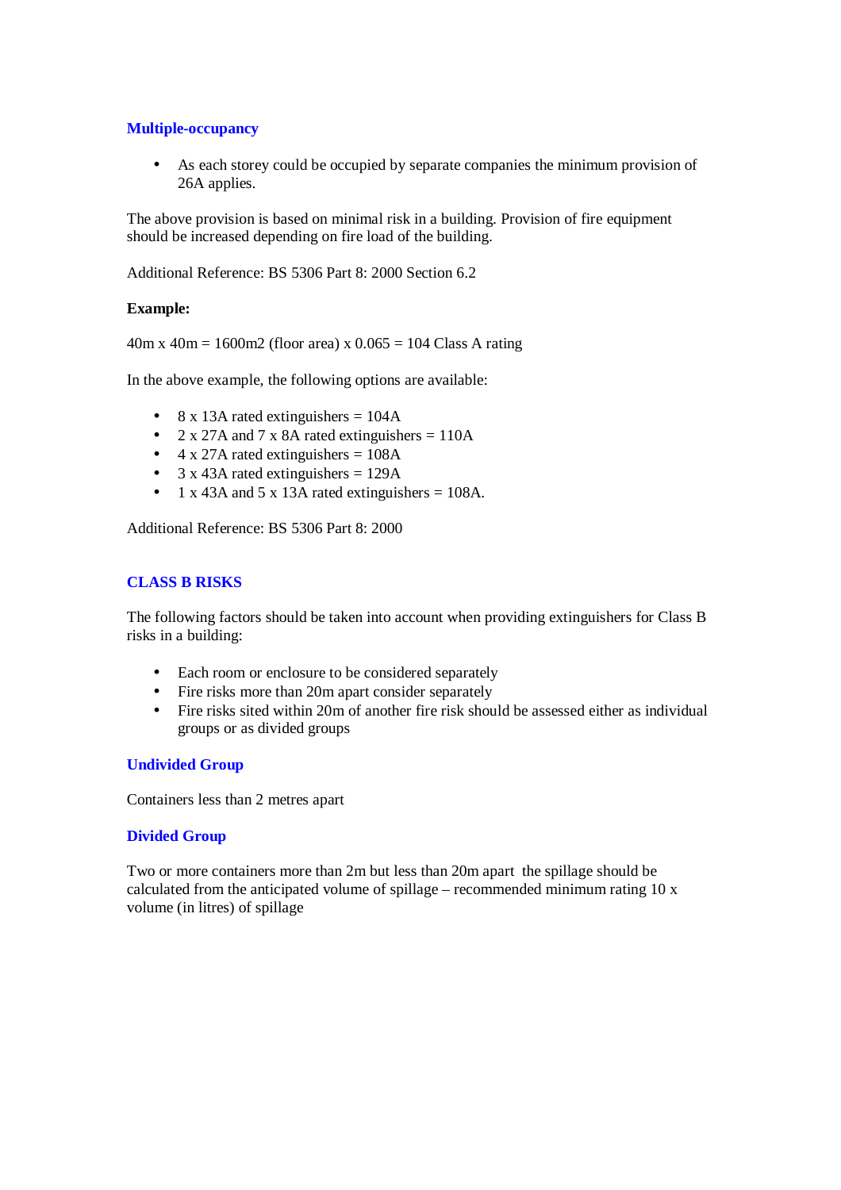### Multiple-occupancy

- As each storey could be occupied by separate companies the minimum provision of 26A applies.

The above provision is based on minimal risk in a building. Provision of fire equipment should be increased depending on fire load of the building.

Additional Reference: BS 5306 Part 8: 2000 Section 6.2

**Example:**

40m x 40m = 1600m2 (floor area) x 0.065 = 104 Class A rating

In the above example, the following options are available:

- 8 x 13A rated extinguishers = 104A
- 2 x 27A and 7 x 8A rated extinguishers = 110A
- 4 x 27A rated extinguishers = 108A
- 3 x 43A rated extinguishers = 129A
- 1 x 43A and 5 x 13A rated extinguishers = 108A.

Additional Reference: BS 5306 Part 8: 2000

## CLASS B RISKS

The following factors should be taken into account when providing extinguishers for Class B risks in a building:

- Each room or enclosure to be considered separately
- Fire risks more than 20m apart consider separately
- Fire risks sited within 20m of another fire risk should be assessed either as individual groups or as divided groups

### Undivided Group

Containers less than 2 metres apart

### Divided Group

Two or more containers more than 2m but less than 20m apart the spillage should be calculated from the anticipated volume of spillage – recommended minimum rating 10 x volume (in litres) of spillage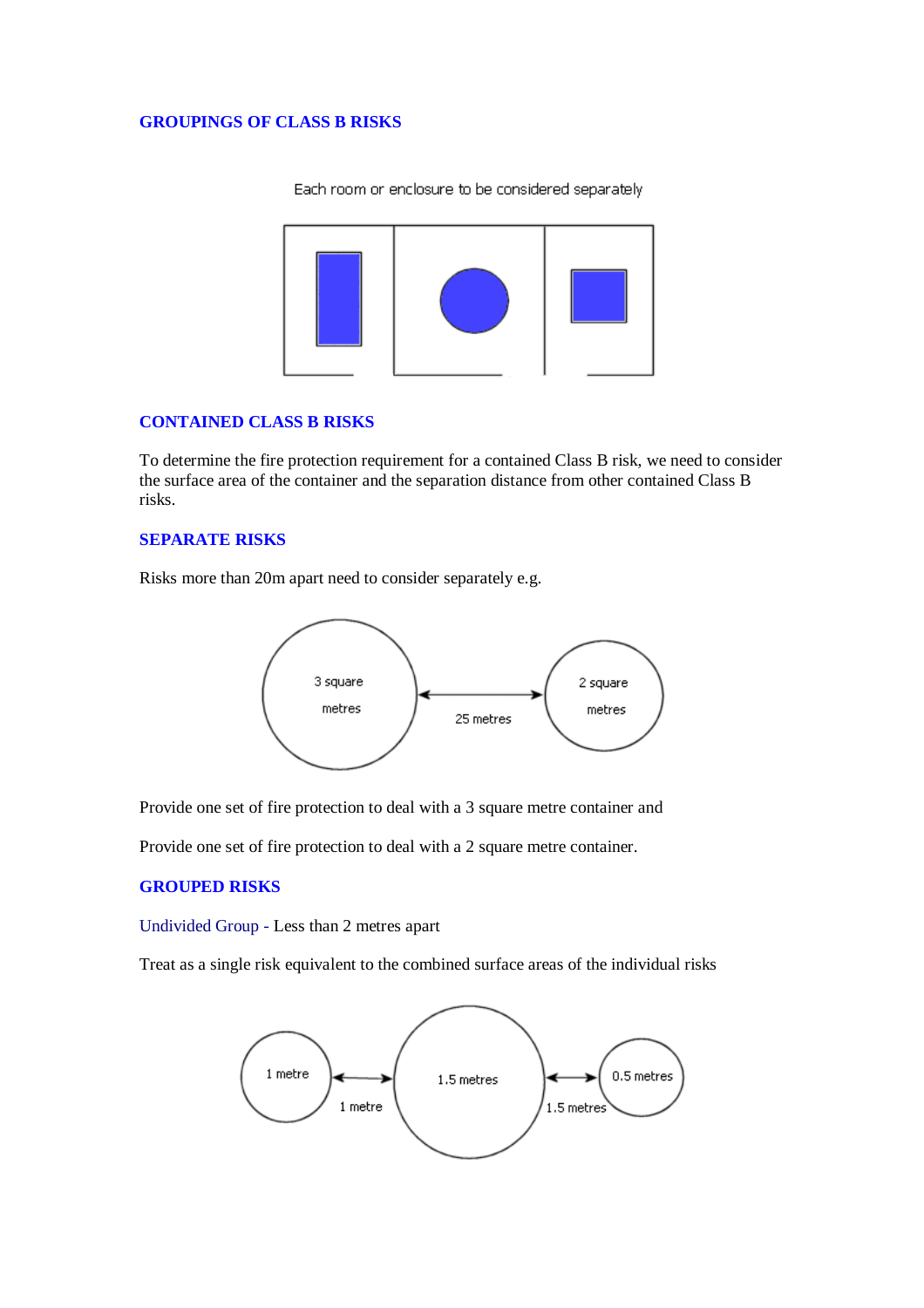## GROUPINGS OF CLASS B RISKS

Each room or enclosure to be considered separately

## CONTAINED CLASS B RISKS

To determine the fire protection requirement for a contained Class B risk, we need to consider the surface area of the container and the separation distance from other contained Class B risks.

## SEPARATE RISKS

Risks more than 20m apart need to consider separately e.g.

3 square metres — 25 metres — 2 square metres

Provide one set of fire protection to deal with a 3 square metre container and

Provide one set of fire protection to deal with a 2 square metre container.

## GROUPED RISKS

Undivided Group - Less than 2 metres apart

Treat as a single risk equivalent to the combined surface areas of the individual risks

1 metre — 1 metre — 1.5 metres — 1.5 metres — 0.5 metres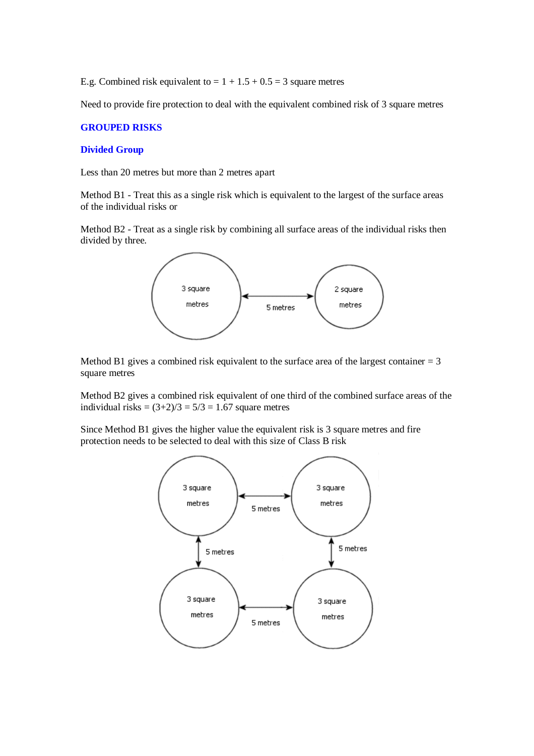E.g. Combined risk equivalent to = 1 + 1.5 + 0.5 = 3 square metres

Need to provide fire protection to deal with the equivalent combined risk of 3 square metres

## GROUPED RISKS

### Divided Group

Less than 20 metres but more than 2 metres apart

Method B1 - Treat this as a single risk which is equivalent to the largest of the surface areas of the individual risks or

Method B2 - Treat as a single risk by combining all surface areas of the individual risks then divided by three.

3 square metres — 5 metres — 2 square metres

Method B1 gives a combined risk equivalent to the surface area of the largest container = 3 square metres

Method B2 gives a combined risk equivalent of one third of the combined surface areas of the individual risks = (3+2)/3 = 5/3 = 1.67 square metres

Since Method B1 gives the higher value the equivalent risk is 3 square metres and fire protection needs to be selected to deal with this size of Class B risk

3 square metres — 5 metres — 3 square metres

5 metres | 5 metres

3 square metres — 5 metres — 3 square metres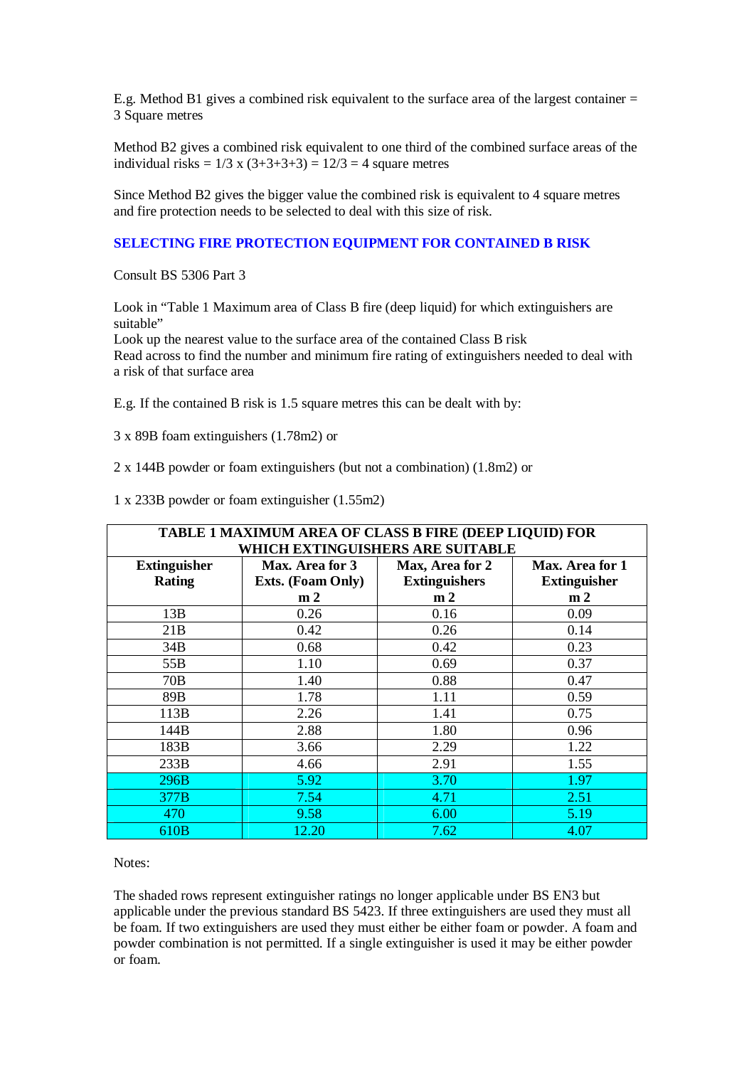E.g. Method B1 gives a combined risk equivalent to the surface area of the largest container = 3 Square metres

Method B2 gives a combined risk equivalent to one third of the combined surface areas of the individual risks = 1/3 x (3+3+3+3) = 12/3 = 4 square metres

Since Method B2 gives the bigger value the combined risk is equivalent to 4 square metres and fire protection needs to be selected to deal with this size of risk.

## SELECTING FIRE PROTECTION EQUIPMENT FOR CONTAINED B RISK

Consult BS 5306 Part 3

Look in "Table 1 Maximum area of Class B fire (deep liquid) for which extinguishers are suitable"
Look up the nearest value to the surface area of the contained Class B risk
Read across to find the number and minimum fire rating of extinguishers needed to deal with a risk of that surface area

E.g. If the contained B risk is 1.5 square metres this can be dealt with by:

3 x 89B foam extinguishers (1.78m2) or

2 x 144B powder or foam extinguishers (but not a combination) (1.8m2) or

1 x 233B powder or foam extinguisher (1.55m2)

**TABLE 1 MAXIMUM AREA OF CLASS B FIRE (DEEP LIQUID) FOR WHICH EXTINGUISHERS ARE SUITABLE**

| Extinguisher Rating | Max. Area for 3 Exts. (Foam Only) m 2 | Max, Area for 2 Extinguishers m 2 | Max. Area for 1 Extinguisher m 2 |
|---|---|---|---|
| 13B | 0.26 | 0.16 | 0.09 |
| 21B | 0.42 | 0.26 | 0.14 |
| 34B | 0.68 | 0.42 | 0.23 |
| 55B | 1.10 | 0.69 | 0.37 |
| 70B | 1.40 | 0.88 | 0.47 |
| 89B | 1.78 | 1.11 | 0.59 |
| 113B | 2.26 | 1.41 | 0.75 |
| 144B | 2.88 | 1.80 | 0.96 |
| 183B | 3.66 | 2.29 | 1.22 |
| 233B | 4.66 | 2.91 | 1.55 |
| 296B | 5.92 | 3.70 | 1.97 |
| 377B | 7.54 | 4.71 | 2.51 |
| 470 | 9.58 | 6.00 | 5.19 |
| 610B | 12.20 | 7.62 | 4.07 |

Notes:

The shaded rows represent extinguisher ratings no longer applicable under BS EN3 but applicable under the previous standard BS 5423. If three extinguishers are used they must all be foam. If two extinguishers are used they must either be either foam or powder. A foam and powder combination is not permitted. If a single extinguisher is used it may be either powder or foam.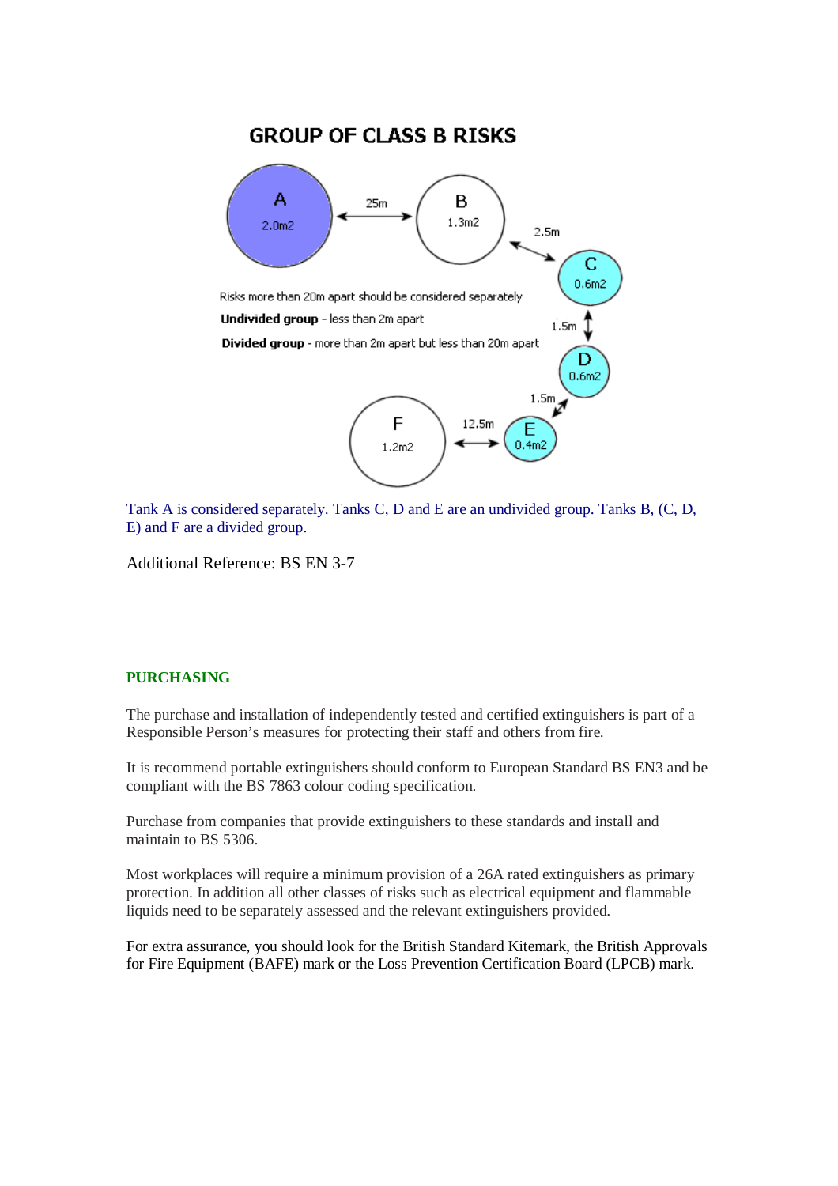## GROUP OF CLASS B RISKS

A 2.0m2 — 25m — B 1.3m2 — 2.5m — C 0.6m2 — 1.5m — D 0.6m2 — 1.5m — E 0.4m2 — 12.5m — F 1.2m2

Risks more than 20m apart should be considered separately

**Undivided group** - less than 2m apart

**Divided group** - more than 2m apart but less than 20m apart

Tank A is considered separately. Tanks C, D and E are an undivided group. Tanks B, (C, D, E) and F are a divided group.

Additional Reference: BS EN 3-7

## PURCHASING

The purchase and installation of independently tested and certified extinguishers is part of a Responsible Person's measures for protecting their staff and others from fire.

It is recommend portable extinguishers should conform to European Standard BS EN3 and be compliant with the BS 7863 colour coding specification.

Purchase from companies that provide extinguishers to these standards and install and maintain to BS 5306.

Most workplaces will require a minimum provision of a 26A rated extinguishers as primary protection. In addition all other classes of risks such as electrical equipment and flammable liquids need to be separately assessed and the relevant extinguishers provided.

For extra assurance, you should look for the British Standard Kitemark, the British Approvals for Fire Equipment (BAFE) mark or the Loss Prevention Certification Board (LPCB) mark.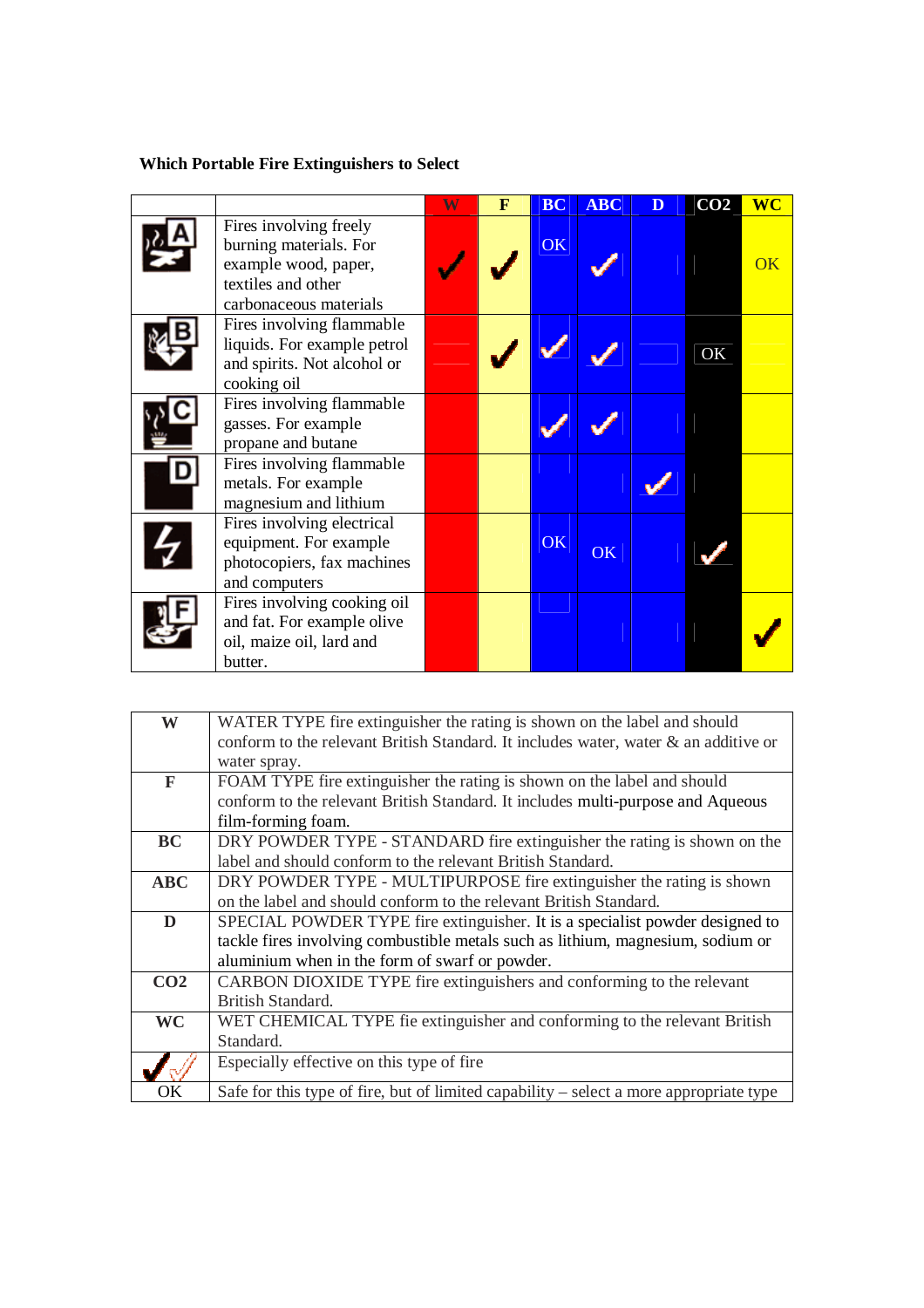**Which Portable Fire Extinguishers to Select**

| | | W | F | BC | ABC | D | CO2 | WC |
|---|---|---|---|---|---|---|---|---|
| A | Fires involving freely burning materials. For example wood, paper, textiles and other carbonaceous materials | ✓ | ✓ | OK | ✓ | | | OK |
| B | Fires involving flammable liquids. For example petrol and spirits. Not alcohol or cooking oil | | ✓ | ✓ | ✓ | | OK | |
| C | Fires involving flammable gasses. For example propane and butane | | | ✓ | ✓ | | | |
| D | Fires involving flammable metals. For example magnesium and lithium | | | | | ✓ | | |
| (electrical) | Fires involving electrical equipment. For example photocopiers, fax machines and computers | | | OK | OK | | ✓ | |
| F | Fires involving cooking oil and fat. For example olive oil, maize oil, lard and butter. | | | | | | | ✓ |

| | |
|---|---|
| **W** | WATER TYPE fire extinguisher the rating is shown on the label and should conform to the relevant British Standard. It includes water, water & an additive or water spray. |
| **F** | FOAM TYPE fire extinguisher the rating is shown on the label and should conform to the relevant British Standard. It includes multi-purpose and Aqueous film-forming foam. |
| **BC** | DRY POWDER TYPE - STANDARD fire extinguisher the rating is shown on the label and should conform to the relevant British Standard. |
| **ABC** | DRY POWDER TYPE - MULTIPURPOSE fire extinguisher the rating is shown on the label and should conform to the relevant British Standard. |
| **D** | SPECIAL POWDER TYPE fire extinguisher. It is a specialist powder designed to tackle fires involving combustible metals such as lithium, magnesium, sodium or aluminium when in the form of swarf or powder. |
| **CO2** | CARBON DIOXIDE TYPE fire extinguishers and conforming to the relevant British Standard. |
| **WC** | WET CHEMICAL TYPE fie extinguisher and conforming to the relevant British Standard. |
| ✓ ✓ | Especially effective on this type of fire |
| OK | Safe for this type of fire, but of limited capability – select a more appropriate type |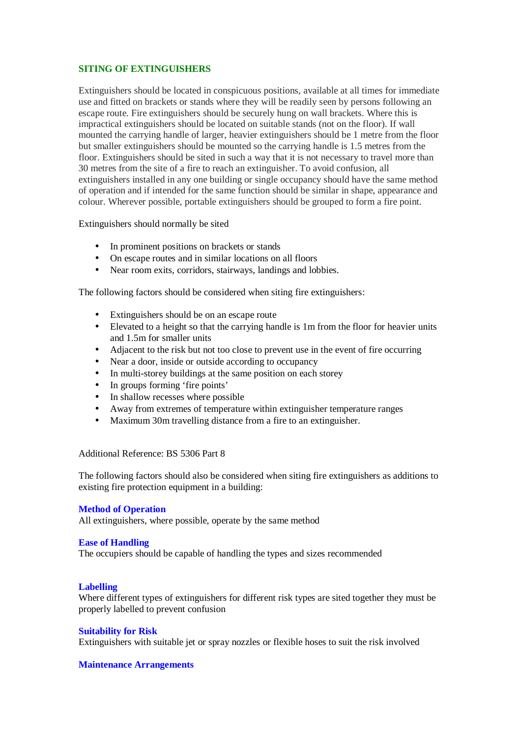## SITING OF EXTINGUISHERS

Extinguishers should be located in conspicuous positions, available at all times for immediate use and fitted on brackets or stands where they will be readily seen by persons following an escape route. Fire extinguishers should be securely hung on wall brackets. Where this is impractical extinguishers should be located on suitable stands (not on the floor). If wall mounted the carrying handle of larger, heavier extinguishers should be 1 metre from the floor but smaller extinguishers should be mounted so the carrying handle is 1.5 metres from the floor. Extinguishers should be sited in such a way that it is not necessary to travel more than 30 metres from the site of a fire to reach an extinguisher. To avoid confusion, all extinguishers installed in any one building or single occupancy should have the same method of operation and if intended for the same function should be similar in shape, appearance and colour. Wherever possible, portable extinguishers should be grouped to form a fire point.

Extinguishers should normally be sited

- In prominent positions on brackets or stands
- On escape routes and in similar locations on all floors
- Near room exits, corridors, stairways, landings and lobbies.

The following factors should be considered when siting fire extinguishers:

- Extinguishers should be on an escape route
- Elevated to a height so that the carrying handle is 1m from the floor for heavier units and 1.5m for smaller units
- Adjacent to the risk but not too close to prevent use in the event of fire occurring
- Near a door, inside or outside according to occupancy
- In multi-storey buildings at the same position on each storey
- In groups forming 'fire points'
- In shallow recesses where possible
- Away from extremes of temperature within extinguisher temperature ranges
- Maximum 30m travelling distance from a fire to an extinguisher.

Additional Reference: BS 5306 Part 8

The following factors should also be considered when siting fire extinguishers as additions to existing fire protection equipment in a building:

### Method of Operation

All extinguishers, where possible, operate by the same method

### Ease of Handling

The occupiers should be capable of handling the types and sizes recommended

### Labelling

Where different types of extinguishers for different risk types are sited together they must be properly labelled to prevent confusion

### Suitability for Risk

Extinguishers with suitable jet or spray nozzles or flexible hoses to suit the risk involved

### Maintenance Arrangements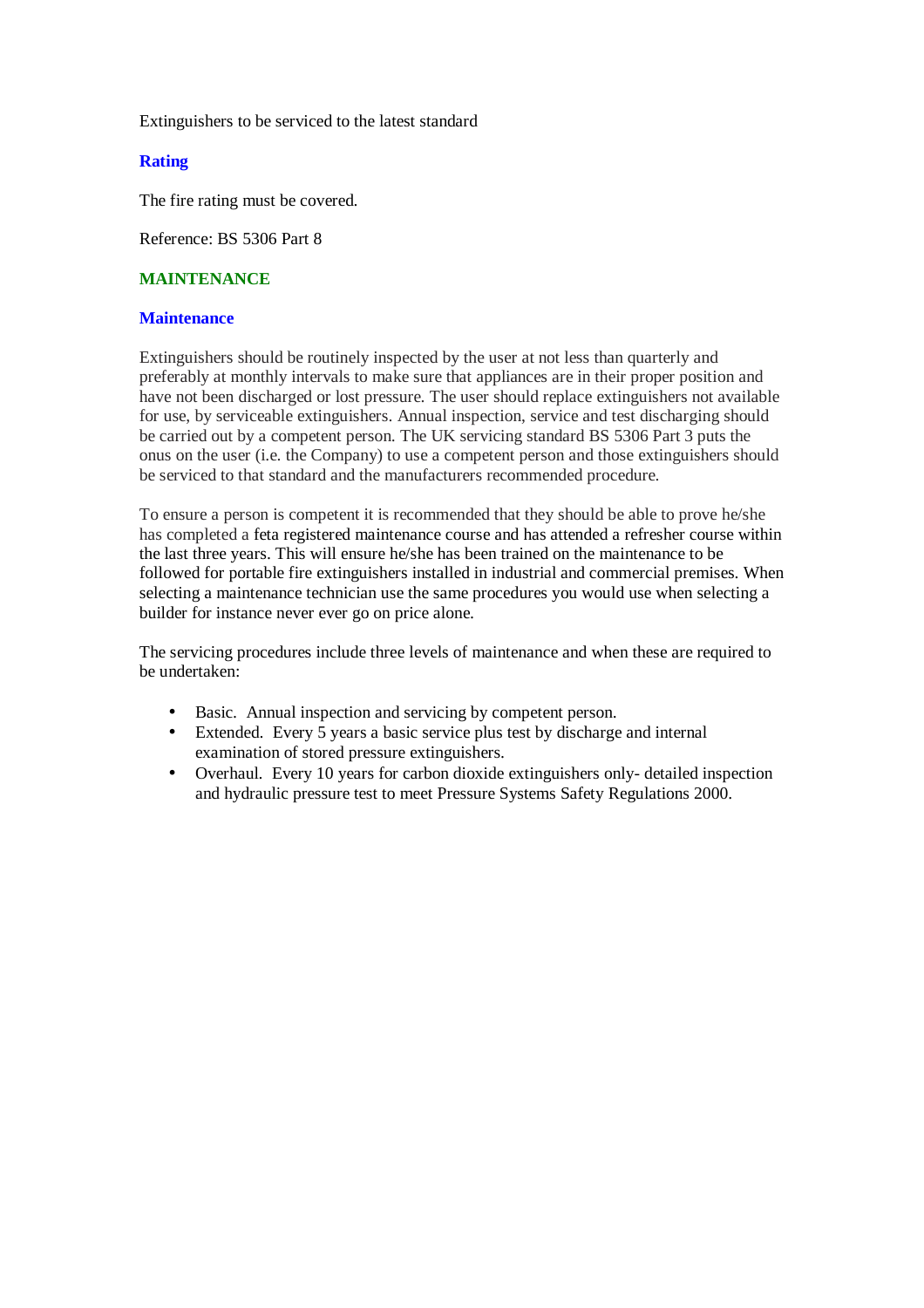Extinguishers to be serviced to the latest standard

### Rating

The fire rating must be covered.

Reference: BS 5306 Part 8

## MAINTENANCE

### Maintenance

Extinguishers should be routinely inspected by the user at not less than quarterly and preferably at monthly intervals to make sure that appliances are in their proper position and have not been discharged or lost pressure. The user should replace extinguishers not available for use, by serviceable extinguishers. Annual inspection, service and test discharging should be carried out by a competent person. The UK servicing standard BS 5306 Part 3 puts the onus on the user (i.e. the Company) to use a competent person and those extinguishers should be serviced to that standard and the manufacturers recommended procedure.

To ensure a person is competent it is recommended that they should be able to prove he/she has completed a feta registered maintenance course and has attended a refresher course within the last three years. This will ensure he/she has been trained on the maintenance to be followed for portable fire extinguishers installed in industrial and commercial premises. When selecting a maintenance technician use the same procedures you would use when selecting a builder for instance never ever go on price alone.

The servicing procedures include three levels of maintenance and when these are required to be undertaken:

- Basic. Annual inspection and servicing by competent person.
- Extended. Every 5 years a basic service plus test by discharge and internal examination of stored pressure extinguishers.
- Overhaul. Every 10 years for carbon dioxide extinguishers only- detailed inspection and hydraulic pressure test to meet Pressure Systems Safety Regulations 2000.